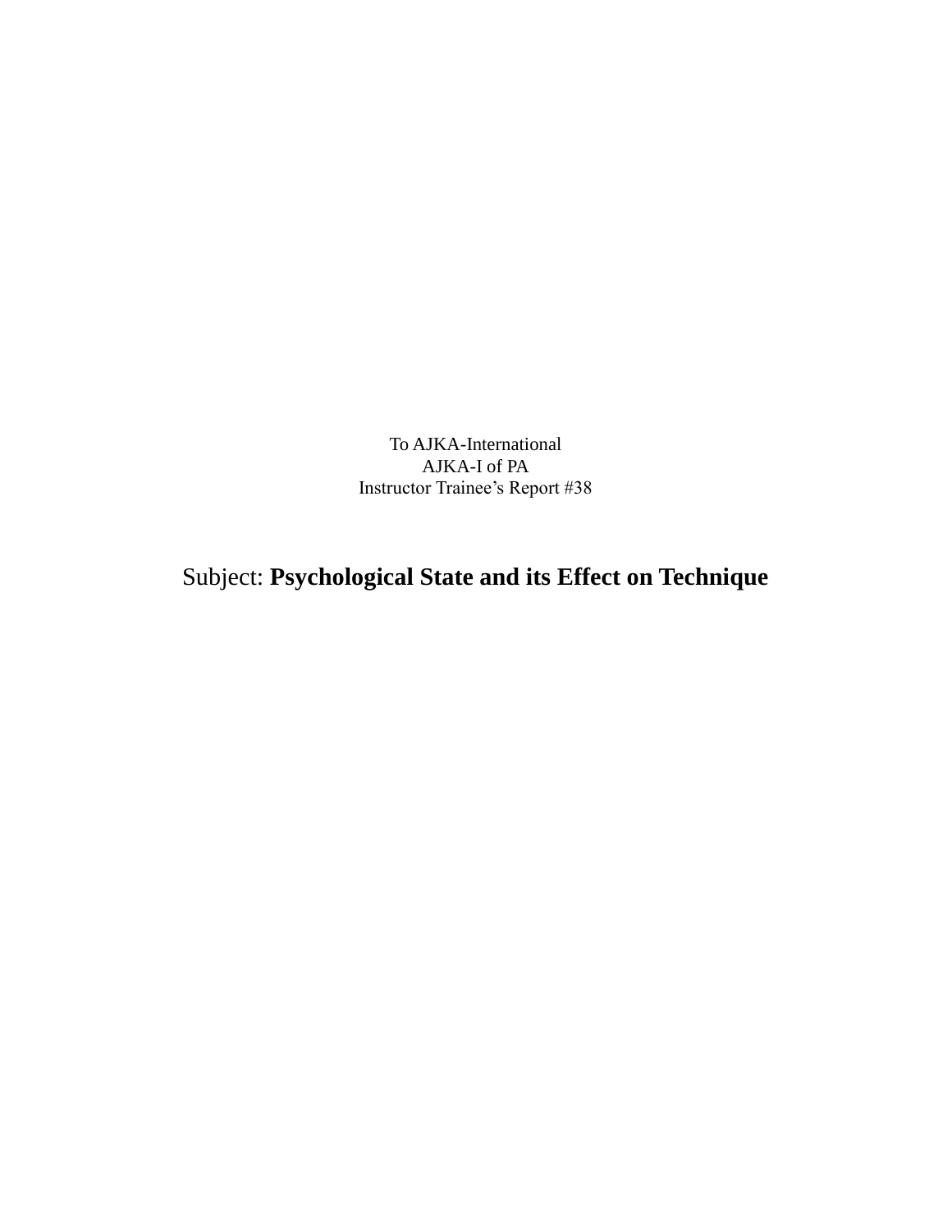To AJKA-International
AJKA-I of PA
Instructor Trainee's Report #38

# Subject: **Psychological State and its Effect on Technique**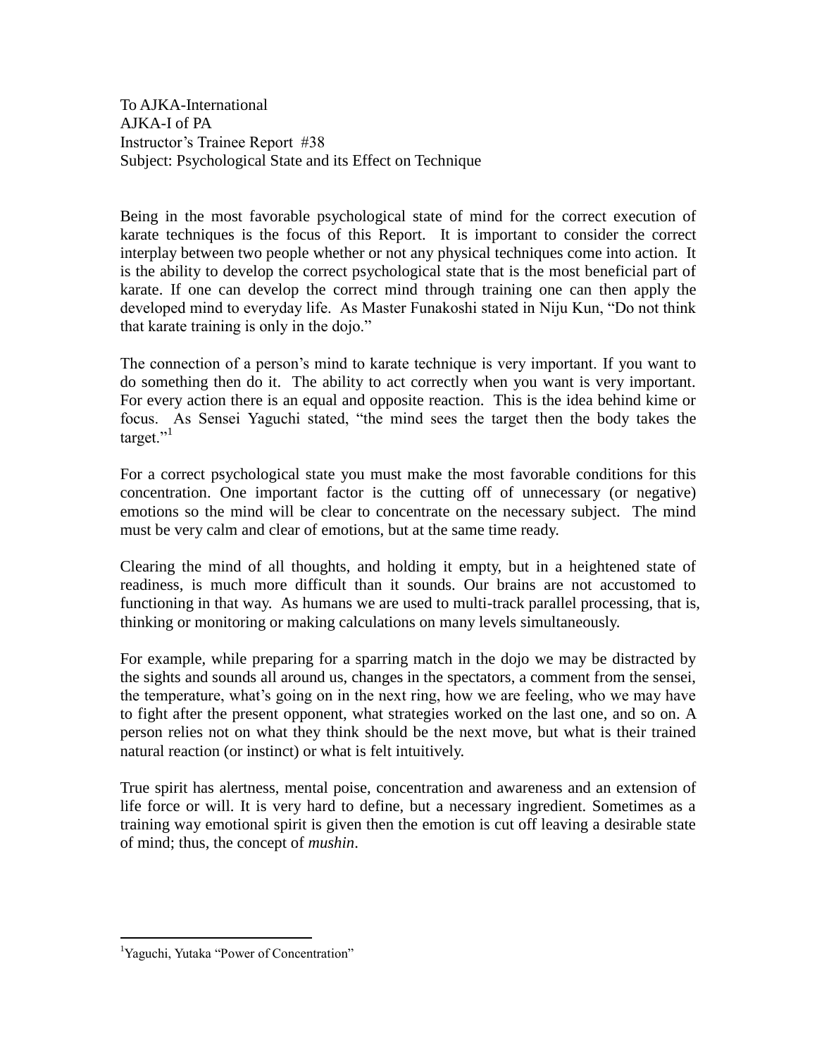To AJKA-International
AJKA-I of PA
Instructor's Trainee Report #38
Subject: Psychological State and its Effect on Technique

Being in the most favorable psychological state of mind for the correct execution of karate techniques is the focus of this Report. It is important to consider the correct interplay between two people whether or not any physical techniques come into action. It is the ability to develop the correct psychological state that is the most beneficial part of karate. If one can develop the correct mind through training one can then apply the developed mind to everyday life. As Master Funakoshi stated in Niju Kun, "Do not think that karate training is only in the dojo."

The connection of a person's mind to karate technique is very important. If you want to do something then do it. The ability to act correctly when you want is very important. For every action there is an equal and opposite reaction. This is the idea behind kime or focus. As Sensei Yaguchi stated, "the mind sees the target then the body takes the target."[1]

For a correct psychological state you must make the most favorable conditions for this concentration. One important factor is the cutting off of unnecessary (or negative) emotions so the mind will be clear to concentrate on the necessary subject. The mind must be very calm and clear of emotions, but at the same time ready.

Clearing the mind of all thoughts, and holding it empty, but in a heightened state of readiness, is much more difficult than it sounds. Our brains are not accustomed to functioning in that way. As humans we are used to multi-track parallel processing, that is, thinking or monitoring or making calculations on many levels simultaneously.

For example, while preparing for a sparring match in the dojo we may be distracted by the sights and sounds all around us, changes in the spectators, a comment from the sensei, the temperature, what's going on in the next ring, how we are feeling, who we may have to fight after the present opponent, what strategies worked on the last one, and so on. A person relies not on what they think should be the next move, but what is their trained natural reaction (or instinct) or what is felt intuitively.

True spirit has alertness, mental poise, concentration and awareness and an extension of life force or will. It is very hard to define, but a necessary ingredient. Sometimes as a training way emotional spirit is given then the emotion is cut off leaving a desirable state of mind; thus, the concept of *mushin*.

---

[1] Yaguchi, Yutaka "Power of Concentration"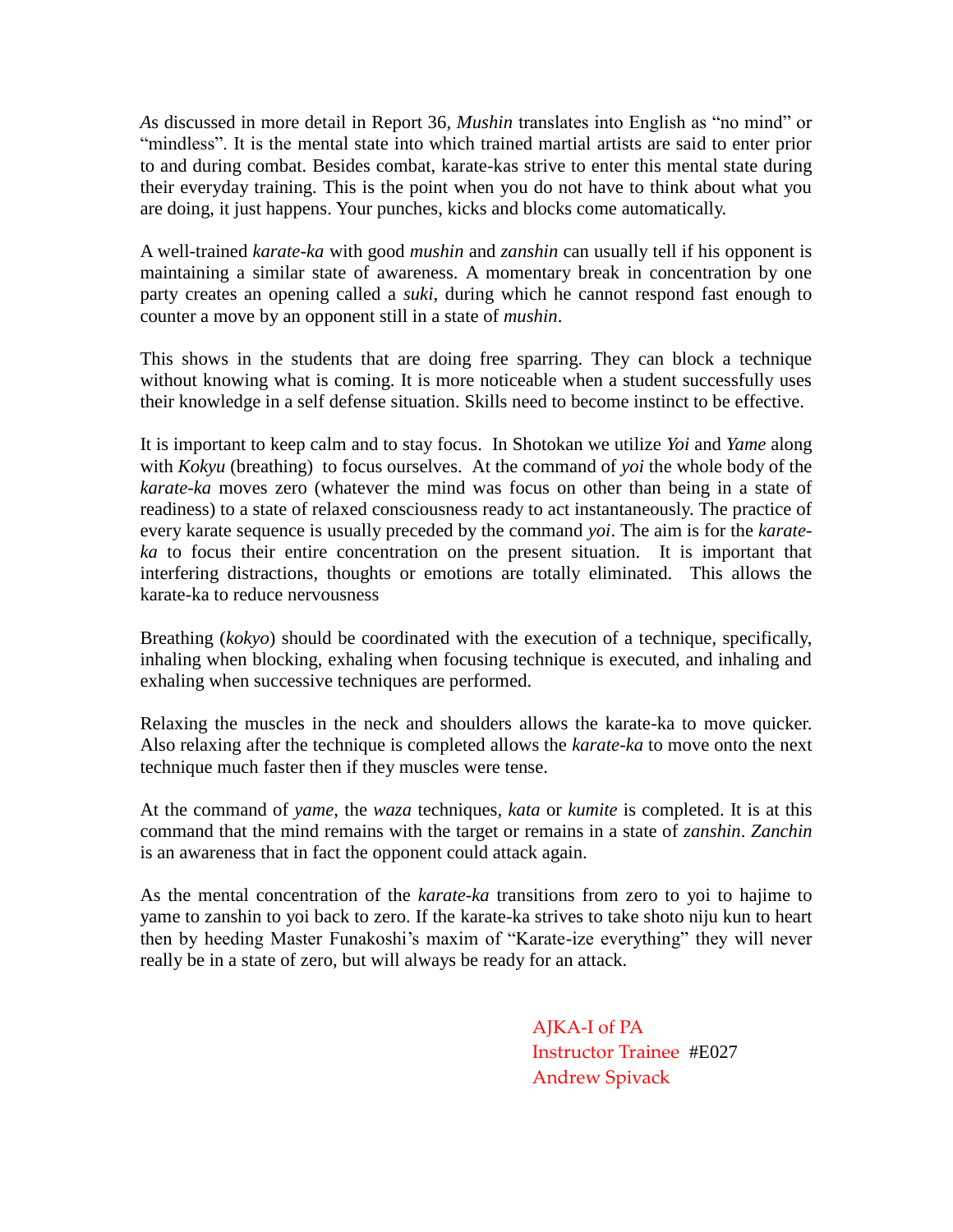*A*s discussed in more detail in Report 36, *Mushin* translates into English as "no mind" or "mindless". It is the mental state into which trained martial artists are said to enter prior to and during combat. Besides combat, karate-kas strive to enter this mental state during their everyday training. This is the point when you do not have to think about what you are doing, it just happens. Your punches, kicks and blocks come automatically.

A well-trained *karate-ka* with good *mushin* and *zanshin* can usually tell if his opponent is maintaining a similar state of awareness. A momentary break in concentration by one party creates an opening called a *suki*, during which he cannot respond fast enough to counter a move by an opponent still in a state of *mushin*.

This shows in the students that are doing free sparring. They can block a technique without knowing what is coming. It is more noticeable when a student successfully uses their knowledge in a self defense situation. Skills need to become instinct to be effective.

It is important to keep calm and to stay focus. In Shotokan we utilize *Yoi* and *Yame* along with *Kokyu* (breathing) to focus ourselves. At the command of *yoi* the whole body of the *karate-ka* moves zero (whatever the mind was focus on other than being in a state of readiness) to a state of relaxed consciousness ready to act instantaneously. The practice of every karate sequence is usually preceded by the command *yoi*. The aim is for the *karate-ka* to focus their entire concentration on the present situation. It is important that interfering distractions, thoughts or emotions are totally eliminated. This allows the karate-ka to reduce nervousness

Breathing (*kokyo*) should be coordinated with the execution of a technique, specifically, inhaling when blocking, exhaling when focusing technique is executed, and inhaling and exhaling when successive techniques are performed.

Relaxing the muscles in the neck and shoulders allows the karate-ka to move quicker. Also relaxing after the technique is completed allows the *karate-ka* to move onto the next technique much faster then if they muscles were tense.

At the command of *yame*, the *waza* techniques, *kata* or *kumite* is completed. It is at this command that the mind remains with the target or remains in a state of *zanshin*. *Zanchin* is an awareness that in fact the opponent could attack again.

As the mental concentration of the *karate-ka* transitions from zero to yoi to hajime to yame to zanshin to yoi back to zero. If the karate-ka strives to take shoto niju kun to heart then by heeding Master Funakoshi's maxim of "Karate-ize everything" they will never really be in a state of zero, but will always be ready for an attack.

AJKA-I of PA
Instructor Trainee #E027
Andrew Spivack